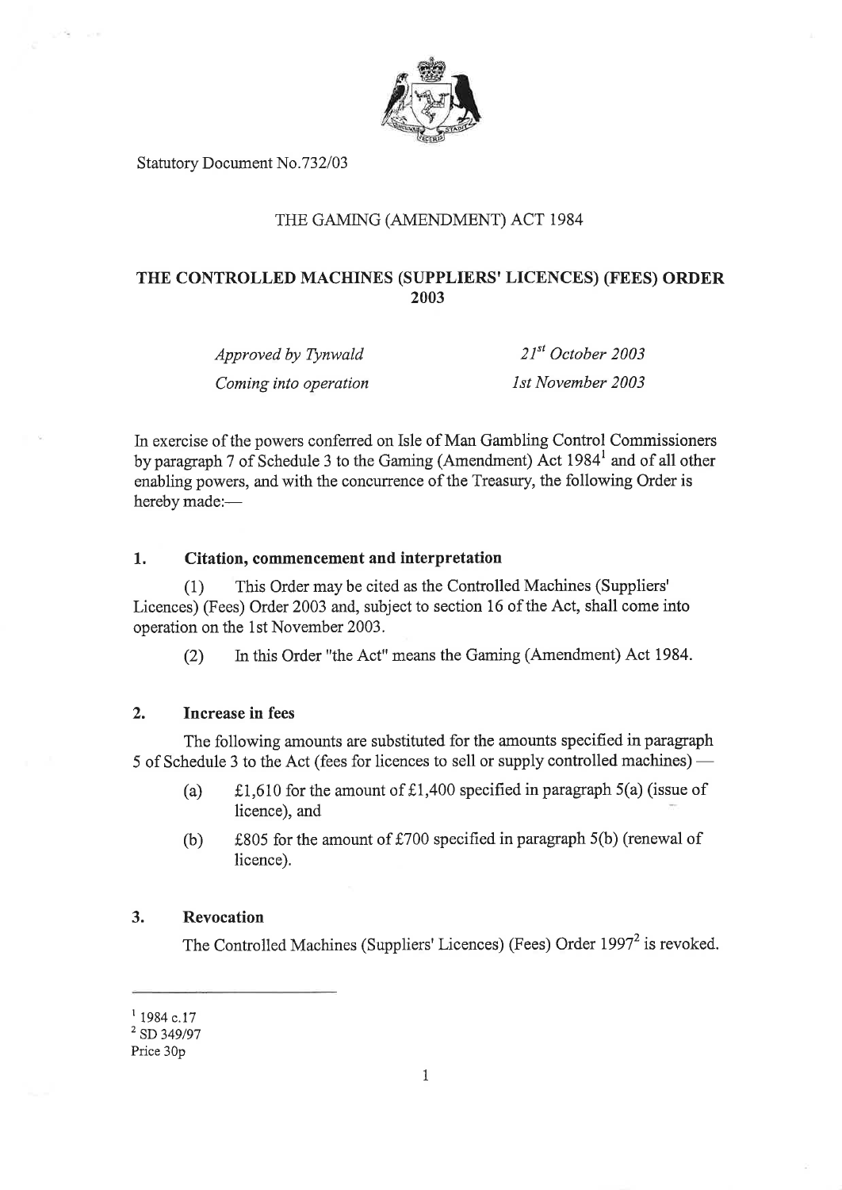Statutory Document No.732/03

THE GAMING (AMENDMENT) ACT 1984

# THE CONTROLLED MACHINES (SUPPLIERS' LICENCES) (FEES) ORDER 2003

| | |
|---|---|
| *Approved by Tynwald* | *21st October 2003* |
| *Coming into operation* | *1st November 2003* |

In exercise of the powers conferred on Isle of Man Gambling Control Commissioners by paragraph 7 of Schedule 3 to the Gaming (Amendment) Act 1984[1] and of all other enabling powers, and with the concurrence of the Treasury, the following Order is hereby made:—

## 1. Citation, commencement and interpretation

(1) This Order may be cited as the Controlled Machines (Suppliers' Licences) (Fees) Order 2003 and, subject to section 16 of the Act, shall come into operation on the 1st November 2003.

(2) In this Order "the Act" means the Gaming (Amendment) Act 1984.

## 2. Increase in fees

The following amounts are substituted for the amounts specified in paragraph 5 of Schedule 3 to the Act (fees for licences to sell or supply controlled machines) —

(a) £1,610 for the amount of £1,400 specified in paragraph 5(a) (issue of licence), and

(b) £805 for the amount of £700 specified in paragraph 5(b) (renewal of licence).

## 3. Revocation

The Controlled Machines (Suppliers' Licences) (Fees) Order 1997[2] is revoked.

---

[1] 1984 c.17
[2] SD 349/97

Price 30p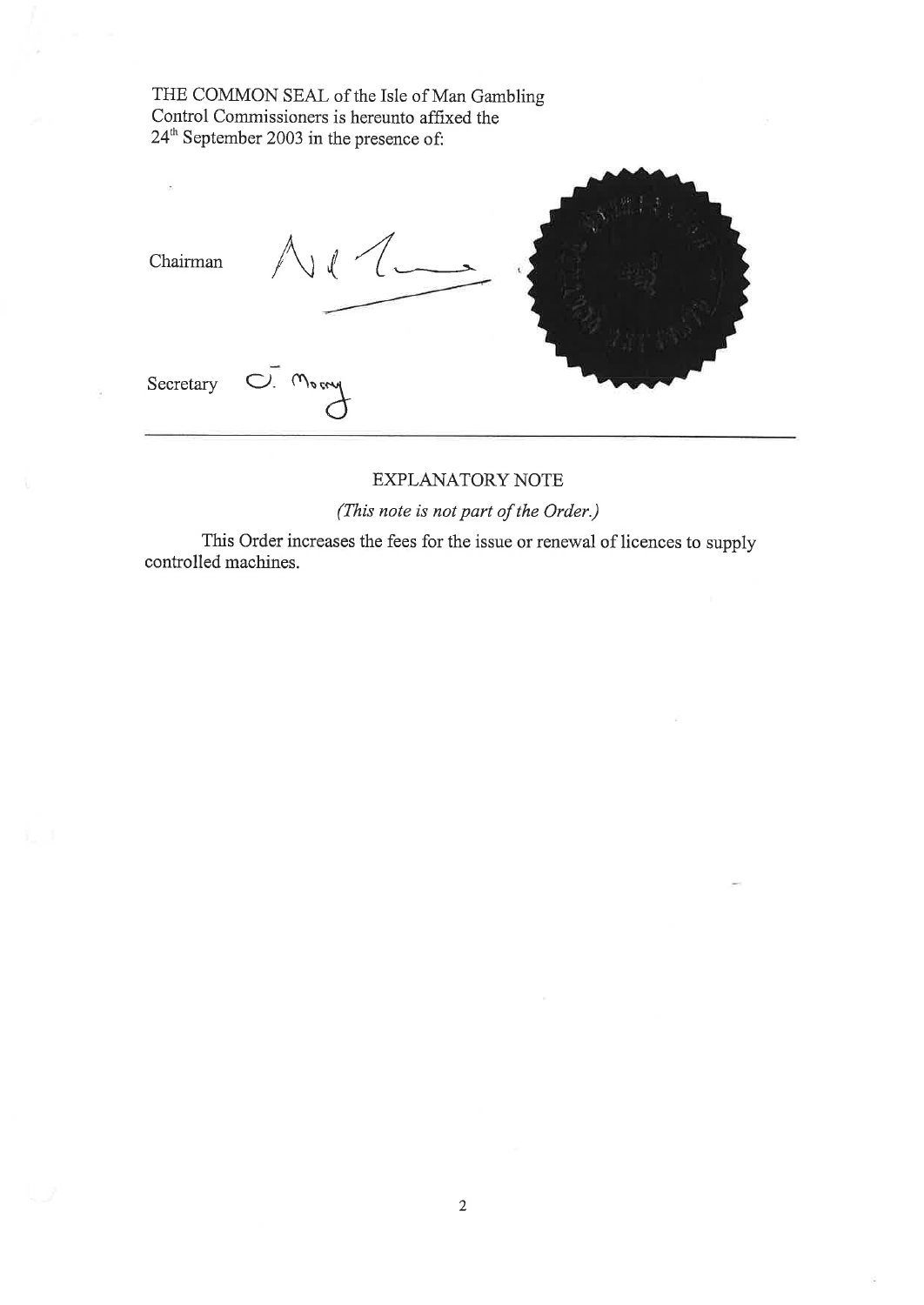THE COMMON SEAL of the Isle of Man Gambling Control Commissioners is hereunto affixed the 24th September 2003 in the presence of:

Chairman

Secretary

---

EXPLANATORY NOTE

*(This note is not part of the Order.)*

This Order increases the fees for the issue or renewal of licences to supply controlled machines.